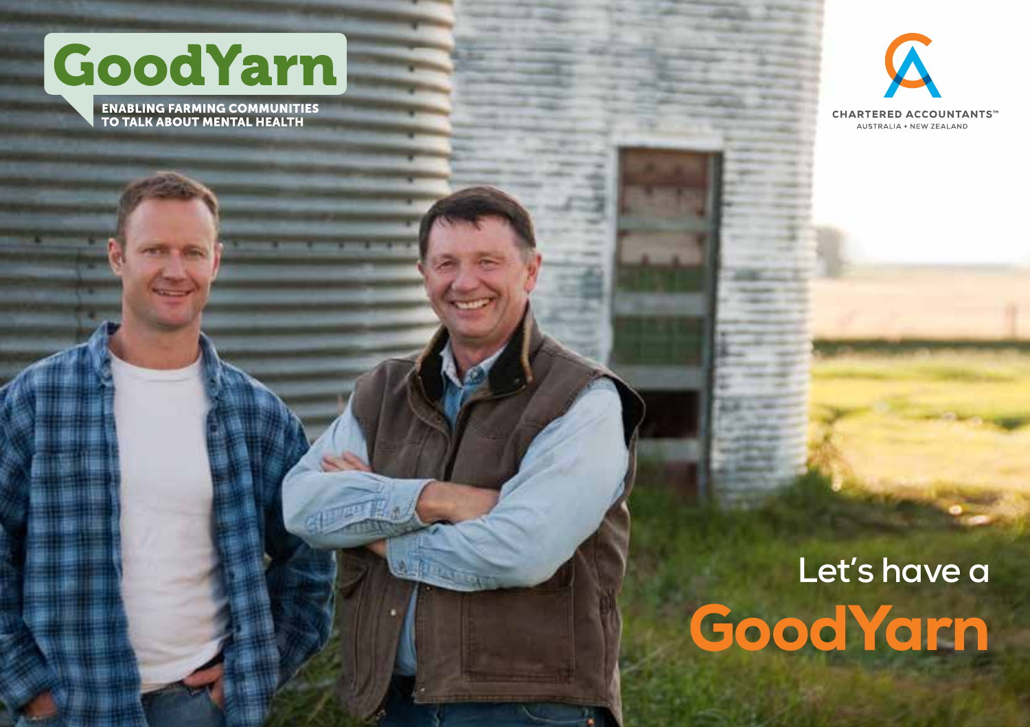# GoodYarn

**ENABLING FARMING COMMUNITIES TO TALK ABOUT MENTAL HEALTH**

CHARTERED ACCOUNTANTS™
AUSTRALIA + NEW ZEALAND

## Let's have a GoodYarn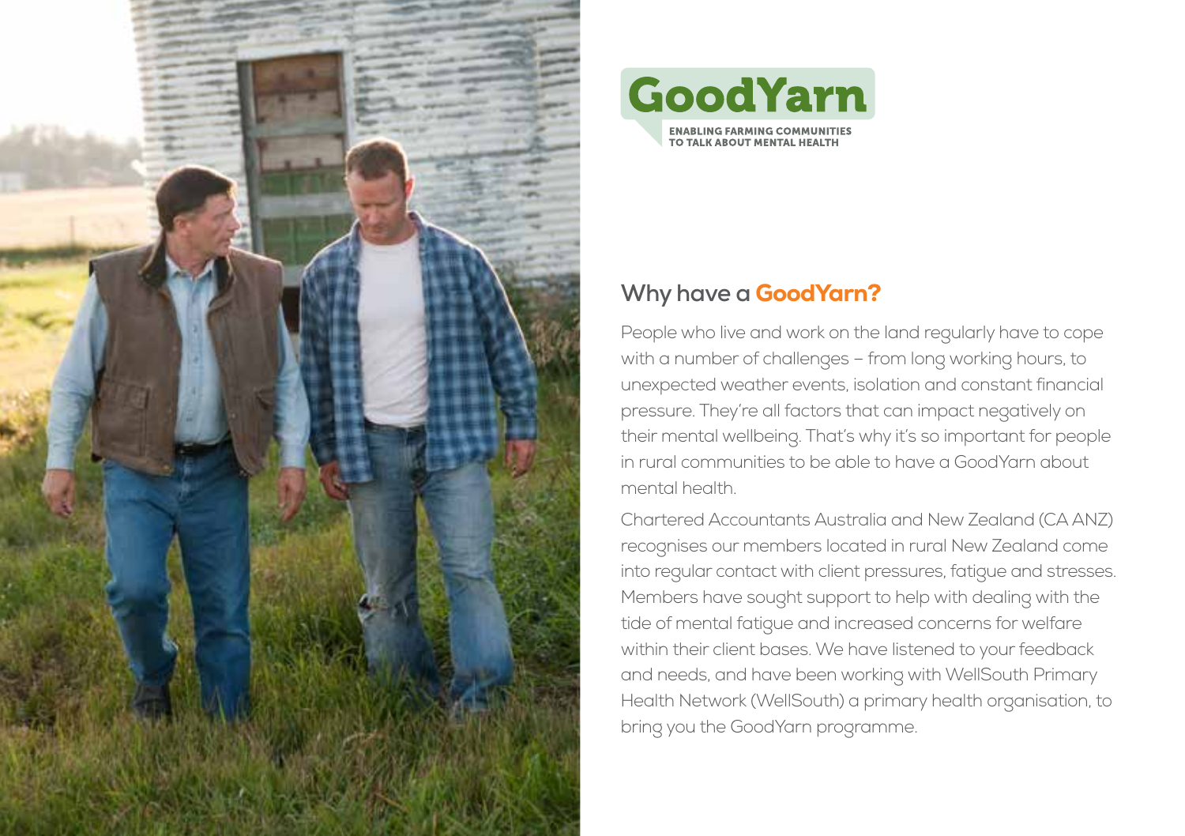# GoodYarn

**ENABLING FARMING COMMUNITIES TO TALK ABOUT MENTAL HEALTH**

## Why have a GoodYarn?

People who live and work on the land regularly have to cope with a number of challenges – from long working hours, to unexpected weather events, isolation and constant financial pressure. They're all factors that can impact negatively on their mental wellbeing. That's why it's so important for people in rural communities to be able to have a GoodYarn about mental health.

Chartered Accountants Australia and New Zealand (CA ANZ) recognises our members located in rural New Zealand come into regular contact with client pressures, fatigue and stresses. Members have sought support to help with dealing with the tide of mental fatigue and increased concerns for welfare within their client bases. We have listened to your feedback and needs, and have been working with WellSouth Primary Health Network (WellSouth) a primary health organisation, to bring you the GoodYarn programme.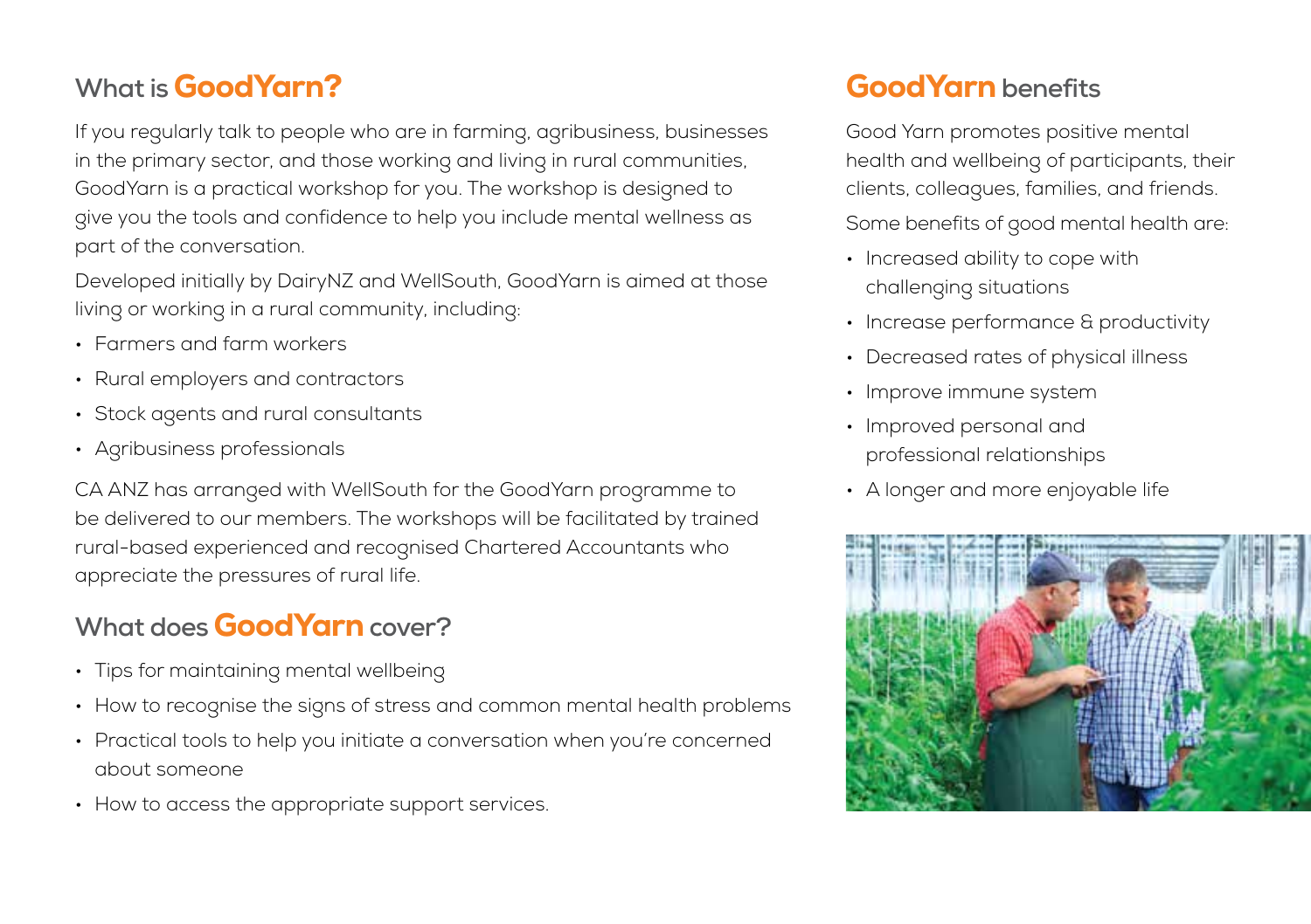## What is GoodYarn?

If you regularly talk to people who are in farming, agribusiness, businesses in the primary sector, and those working and living in rural communities, GoodYarn is a practical workshop for you. The workshop is designed to give you the tools and confidence to help you include mental wellness as part of the conversation.

Developed initially by DairyNZ and WellSouth, GoodYarn is aimed at those living or working in a rural community, including:

- Farmers and farm workers
- Rural employers and contractors
- Stock agents and rural consultants
- Agribusiness professionals

CA ANZ has arranged with WellSouth for the GoodYarn programme to be delivered to our members. The workshops will be facilitated by trained rural-based experienced and recognised Chartered Accountants who appreciate the pressures of rural life.

## What does GoodYarn cover?

- Tips for maintaining mental wellbeing
- How to recognise the signs of stress and common mental health problems
- Practical tools to help you initiate a conversation when you're concerned about someone
- How to access the appropriate support services.

## GoodYarn benefits

Good Yarn promotes positive mental health and wellbeing of participants, their clients, colleagues, families, and friends.

Some benefits of good mental health are:

- Increased ability to cope with challenging situations
- Increase performance & productivity
- Decreased rates of physical illness
- Improve immune system
- Improved personal and professional relationships
- A longer and more enjoyable life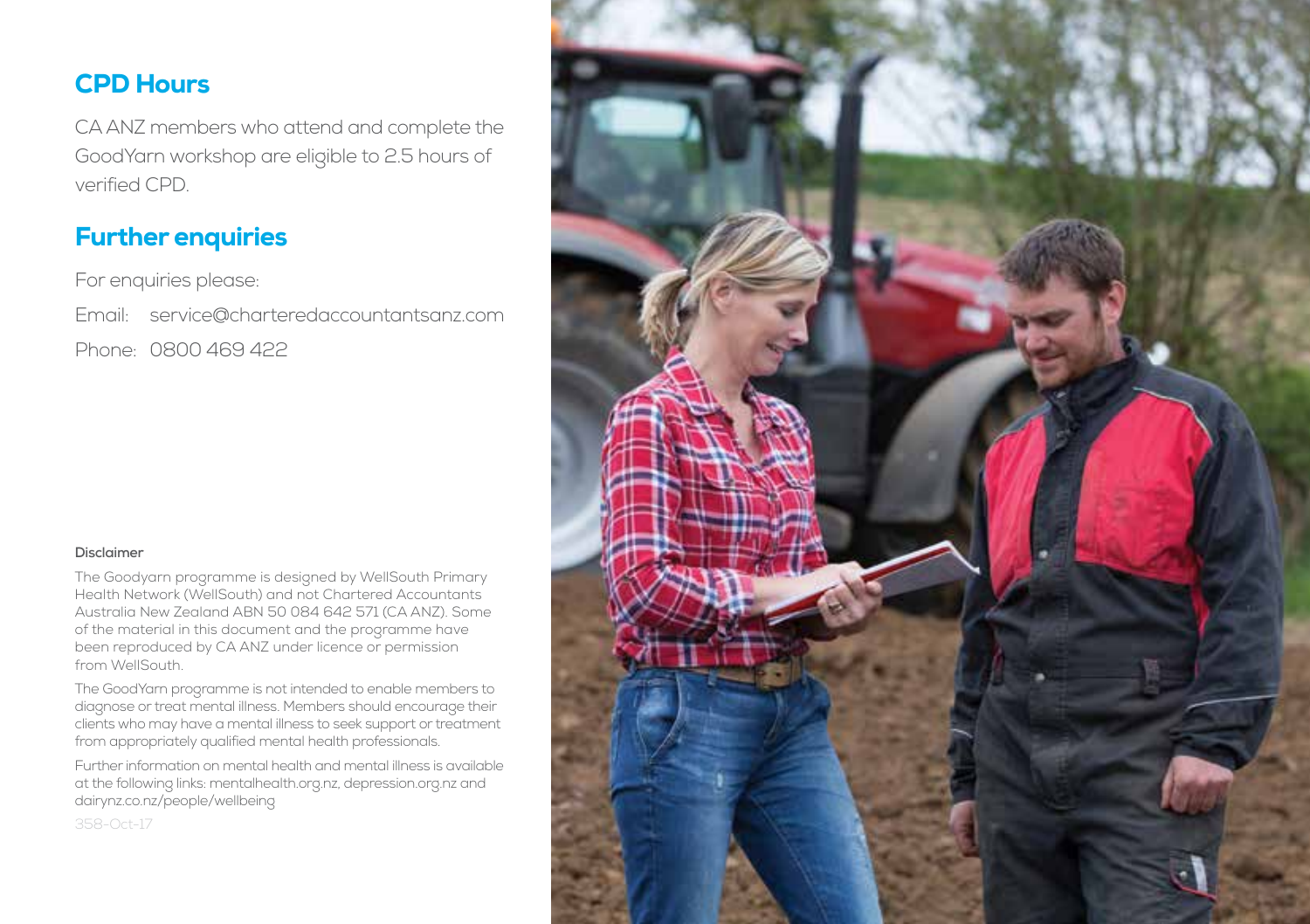## CPD Hours

CA ANZ members who attend and complete the GoodYarn workshop are eligible to 2.5 hours of verified CPD.

## Further enquiries

For enquiries please:

Email: service@charteredaccountantsanz.com

Phone: 0800 469 422

**Disclaimer**

The Goodyarn programme is designed by WellSouth Primary Health Network (WellSouth) and not Chartered Accountants Australia New Zealand ABN 50 084 642 571 (CA ANZ). Some of the material in this document and the programme have been reproduced by CA ANZ under licence or permission from WellSouth.

The GoodYarn programme is not intended to enable members to diagnose or treat mental illness. Members should encourage their clients who may have a mental illness to seek support or treatment from appropriately qualified mental health professionals.

Further information on mental health and mental illness is available at the following links: mentalhealth.org.nz, depression.org.nz and dairynz.co.nz/people/wellbeing

358-Oct-17